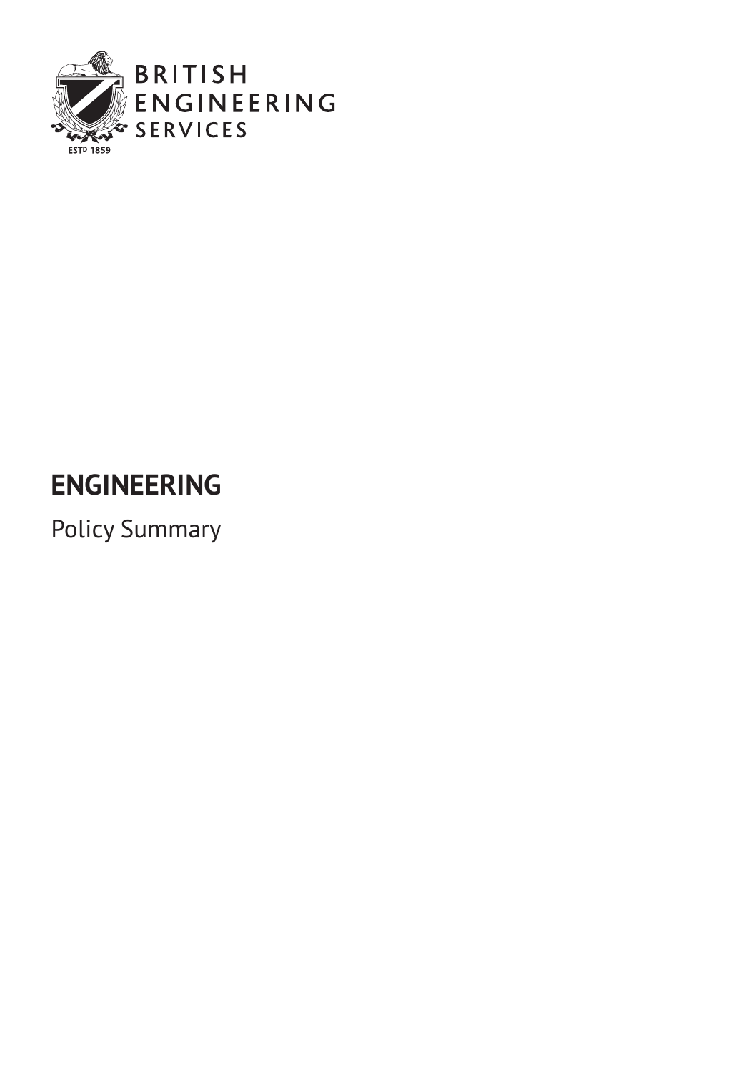BRITISH ENGINEERING SERVICES

ESTD 1859

# ENGINEERING

Policy Summary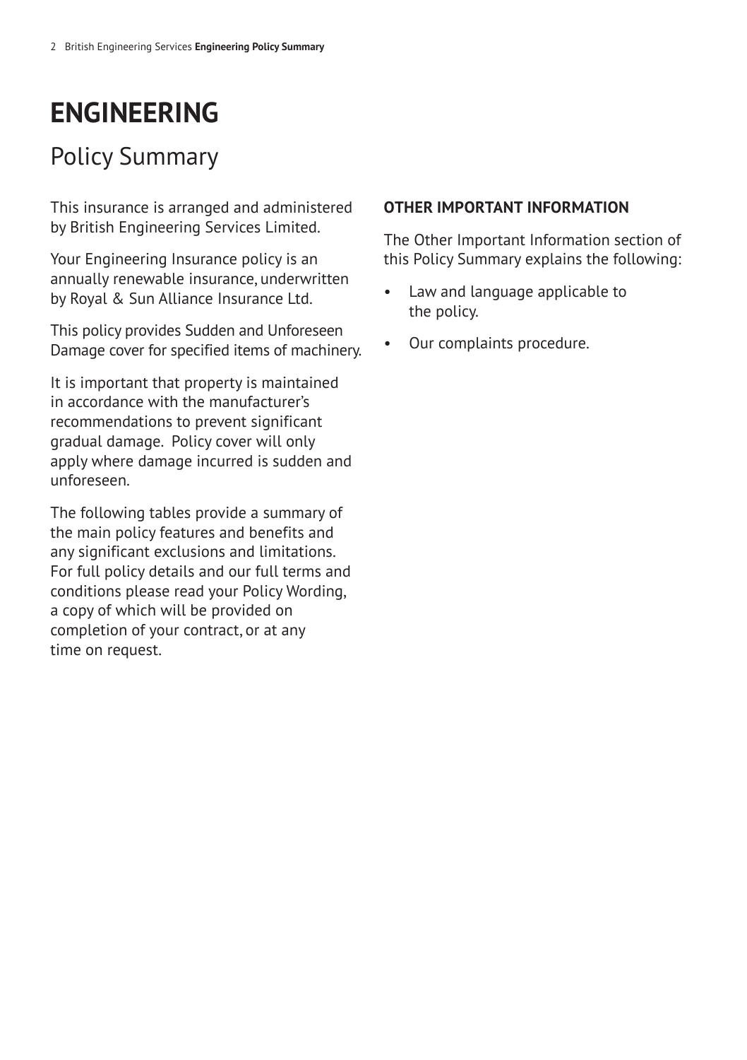# ENGINEERING

## Policy Summary

This insurance is arranged and administered by British Engineering Services Limited.

Your Engineering Insurance policy is an annually renewable insurance, underwritten by Royal & Sun Alliance Insurance Ltd.

This policy provides Sudden and Unforeseen Damage cover for specified items of machinery.

It is important that property is maintained in accordance with the manufacturer's recommendations to prevent significant gradual damage. Policy cover will only apply where damage incurred is sudden and unforeseen.

The following tables provide a summary of the main policy features and benefits and any significant exclusions and limitations. For full policy details and our full terms and conditions please read your Policy Wording, a copy of which will be provided on completion of your contract, or at any time on request.

### OTHER IMPORTANT INFORMATION

The Other Important Information section of this Policy Summary explains the following:

- Law and language applicable to the policy.
- Our complaints procedure.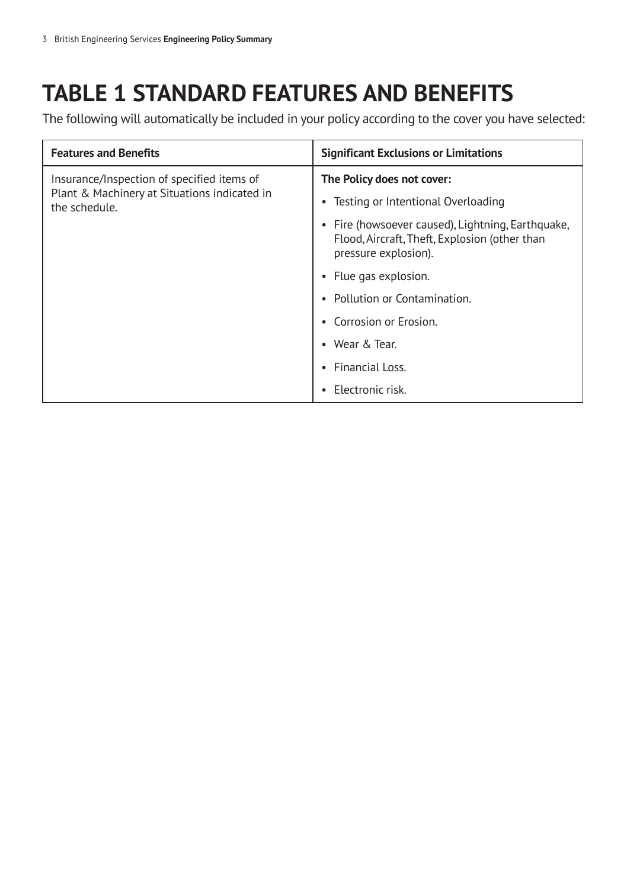# TABLE 1 STANDARD FEATURES AND BENEFITS

The following will automatically be included in your policy according to the cover you have selected:

| Features and Benefits | Significant Exclusions or Limitations |
|---|---|
| Insurance/Inspection of specified items of Plant & Machinery at Situations indicated in the schedule. | **The Policy does not cover:**<br>• Testing or Intentional Overloading<br>• Fire (howsoever caused), Lightning, Earthquake, Flood, Aircraft, Theft, Explosion (other than pressure explosion).<br>• Flue gas explosion.<br>• Pollution or Contamination.<br>• Corrosion or Erosion.<br>• Wear & Tear.<br>• Financial Loss.<br>• Electronic risk. |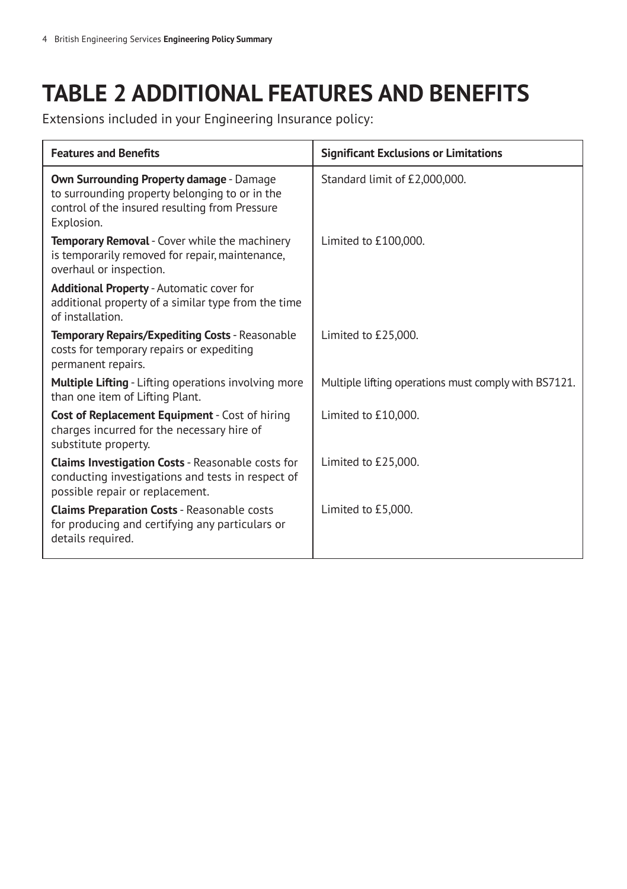# TABLE 2 ADDITIONAL FEATURES AND BENEFITS

Extensions included in your Engineering Insurance policy:

| Features and Benefits | Significant Exclusions or Limitations |
|---|---|
| **Own Surrounding Property damage** - Damage to surrounding property belonging to or in the control of the insured resulting from Pressure Explosion. | Standard limit of £2,000,000. |
| **Temporary Removal** - Cover while the machinery is temporarily removed for repair, maintenance, overhaul or inspection. | Limited to £100,000. |
| **Additional Property** - Automatic cover for additional property of a similar type from the time of installation. | |
| **Temporary Repairs/Expediting Costs** - Reasonable costs for temporary repairs or expediting permanent repairs. | Limited to £25,000. |
| **Multiple Lifting** - Lifting operations involving more than one item of Lifting Plant. | Multiple lifting operations must comply with BS7121. |
| **Cost of Replacement Equipment** - Cost of hiring charges incurred for the necessary hire of substitute property. | Limited to £10,000. |
| **Claims Investigation Costs** - Reasonable costs for conducting investigations and tests in respect of possible repair or replacement. | Limited to £25,000. |
| **Claims Preparation Costs** - Reasonable costs for producing and certifying any particulars or details required. | Limited to £5,000. |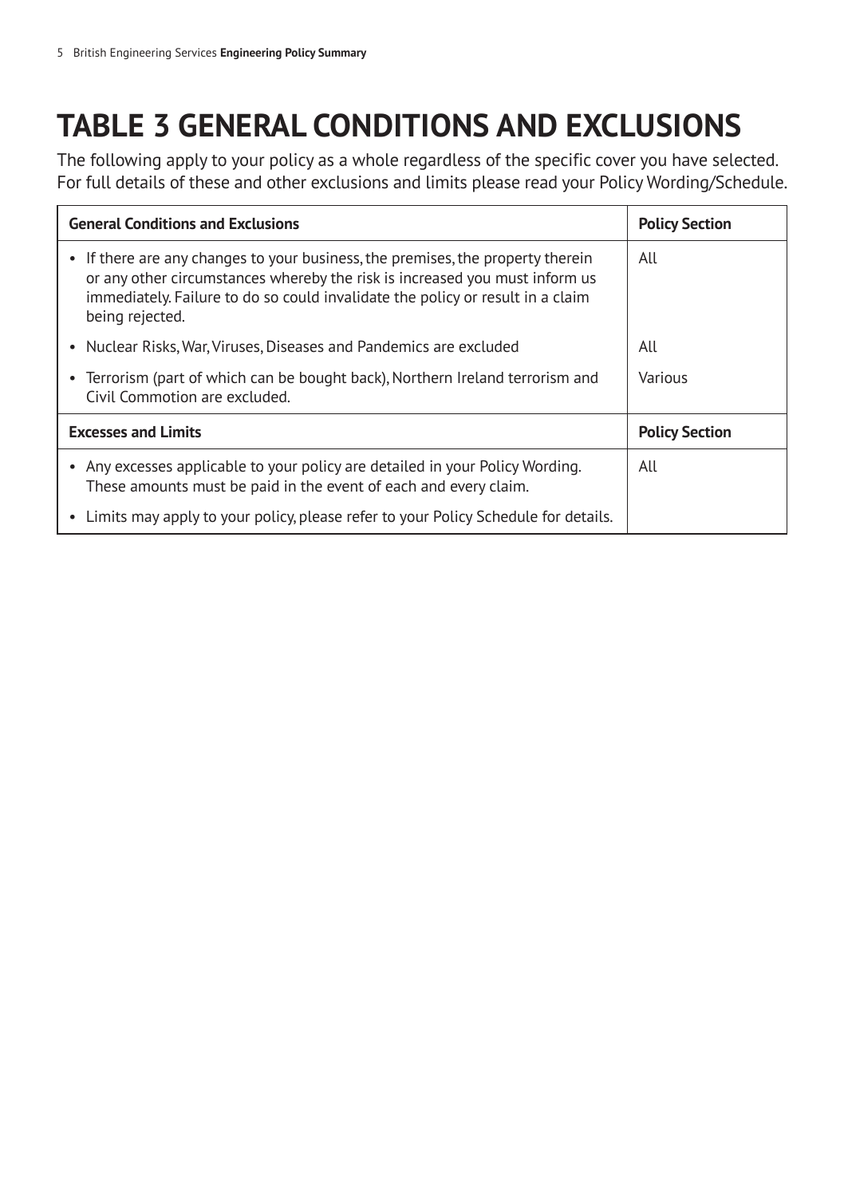# TABLE 3 GENERAL CONDITIONS AND EXCLUSIONS

The following apply to your policy as a whole regardless of the specific cover you have selected. For full details of these and other exclusions and limits please read your Policy Wording/Schedule.

| General Conditions and Exclusions | Policy Section |
|---|---|
| • If there are any changes to your business, the premises, the property therein or any other circumstances whereby the risk is increased you must inform us immediately. Failure to do so could invalidate the policy or result in a claim being rejected. | All |
| • Nuclear Risks, War, Viruses, Diseases and Pandemics are excluded | All |
| • Terrorism (part of which can be bought back), Northern Ireland terrorism and Civil Commotion are excluded. | Various |
| **Excesses and Limits** | **Policy Section** |
| • Any excesses applicable to your policy are detailed in your Policy Wording. These amounts must be paid in the event of each and every claim. | All |
| • Limits may apply to your policy, please refer to your Policy Schedule for details. | |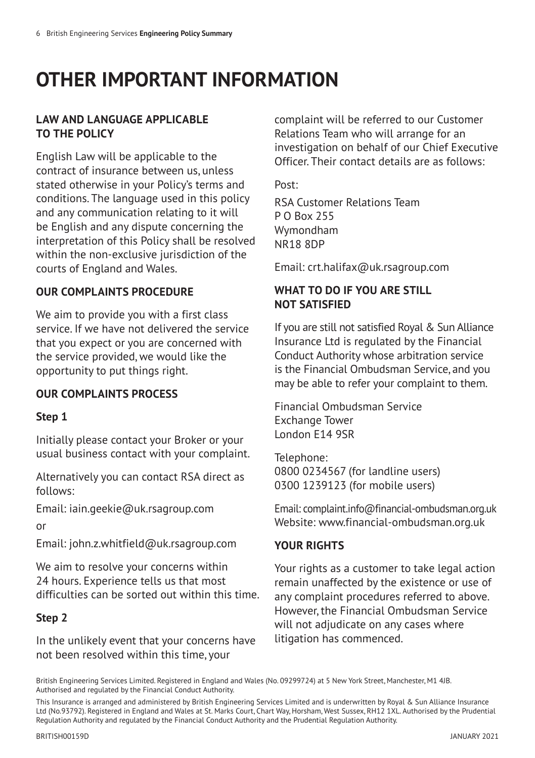# OTHER IMPORTANT INFORMATION

### LAW AND LANGUAGE APPLICABLE TO THE POLICY

English Law will be applicable to the contract of insurance between us, unless stated otherwise in your Policy's terms and conditions. The language used in this policy and any communication relating to it will be English and any dispute concerning the interpretation of this Policy shall be resolved within the non-exclusive jurisdiction of the courts of England and Wales.

### OUR COMPLAINTS PROCEDURE

We aim to provide you with a first class service. If we have not delivered the service that you expect or you are concerned with the service provided, we would like the opportunity to put things right.

### OUR COMPLAINTS PROCESS

#### Step 1

Initially please contact your Broker or your usual business contact with your complaint.

Alternatively you can contact RSA direct as follows:

Email: iain.geekie@uk.rsagroup.com

or

Email: john.z.whitfield@uk.rsagroup.com

We aim to resolve your concerns within 24 hours. Experience tells us that most difficulties can be sorted out within this time.

#### Step 2

In the unlikely event that your concerns have not been resolved within this time, your complaint will be referred to our Customer Relations Team who will arrange for an investigation on behalf of our Chief Executive Officer. Their contact details are as follows:

Post:

RSA Customer Relations Team
P O Box 255
Wymondham
NR18 8DP

Email: crt.halifax@uk.rsagroup.com

### WHAT TO DO IF YOU ARE STILL NOT SATISFIED

If you are still not satisfied Royal & Sun Alliance Insurance Ltd is regulated by the Financial Conduct Authority whose arbitration service is the Financial Ombudsman Service, and you may be able to refer your complaint to them.

Financial Ombudsman Service
Exchange Tower
London E14 9SR

Telephone:
0800 0234567 (for landline users)
0300 1239123 (for mobile users)

Email: complaint.info@financial-ombudsman.org.uk
Website: www.financial-ombudsman.org.uk

### YOUR RIGHTS

Your rights as a customer to take legal action remain unaffected by the existence or use of any complaint procedures referred to above. However, the Financial Ombudsman Service will not adjudicate on any cases where litigation has commenced.

British Engineering Services Limited. Registered in England and Wales (No. 09299724) at 5 New York Street, Manchester, M1 4JB. Authorised and regulated by the Financial Conduct Authority.

This Insurance is arranged and administered by British Engineering Services Limited and is underwritten by Royal & Sun Alliance Insurance Ltd (No.93792). Registered in England and Wales at St. Marks Court, Chart Way, Horsham, West Sussex, RH12 1XL. Authorised by the Prudential Regulation Authority and regulated by the Financial Conduct Authority and the Prudential Regulation Authority.

BRITISH00159D JANUARY 2021